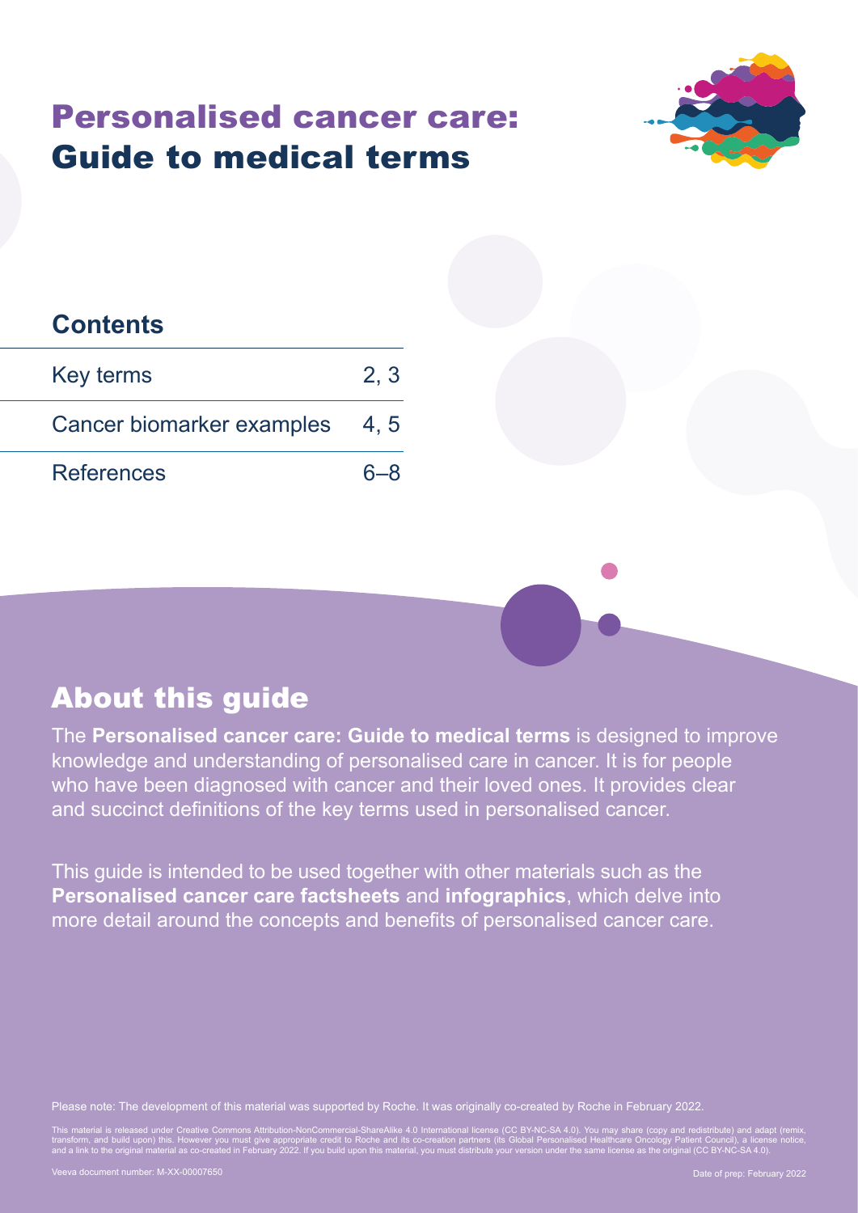# Personalised cancer care: Guide to medical terms

## Contents

| | |
|---|---|
| Key terms | 2, 3 |
| Cancer biomarker examples | 4, 5 |
| References | 6–8 |

## About this guide

The **Personalised cancer care: Guide to medical terms** is designed to improve knowledge and understanding of personalised care in cancer. It is for people who have been diagnosed with cancer and their loved ones. It provides clear and succinct definitions of the key terms used in personalised cancer.

This guide is intended to be used together with other materials such as the **Personalised cancer care factsheets** and **infographics**, which delve into more detail around the concepts and benefits of personalised cancer care.

Please note: The development of this material was supported by Roche. It was originally co-created by Roche in February 2022.

This material is released under Creative Commons Attribution-NonCommercial-ShareAlike 4.0 International license (CC BY-NC-SA 4.0). You may share (copy and redistribute) and adapt (remix, transform, and build upon) this. However you must give appropriate credit to Roche and its co-creation partners (its Global Personalised Healthcare Oncology Patient Council), a license notice, and a link to the original material as co-created in February 2022. If you build upon this material, you must distribute your version under the same license as the original (CC BY-NC-SA 4.0).

Veeva document number: M-XX-00007650

Date of prep: February 2022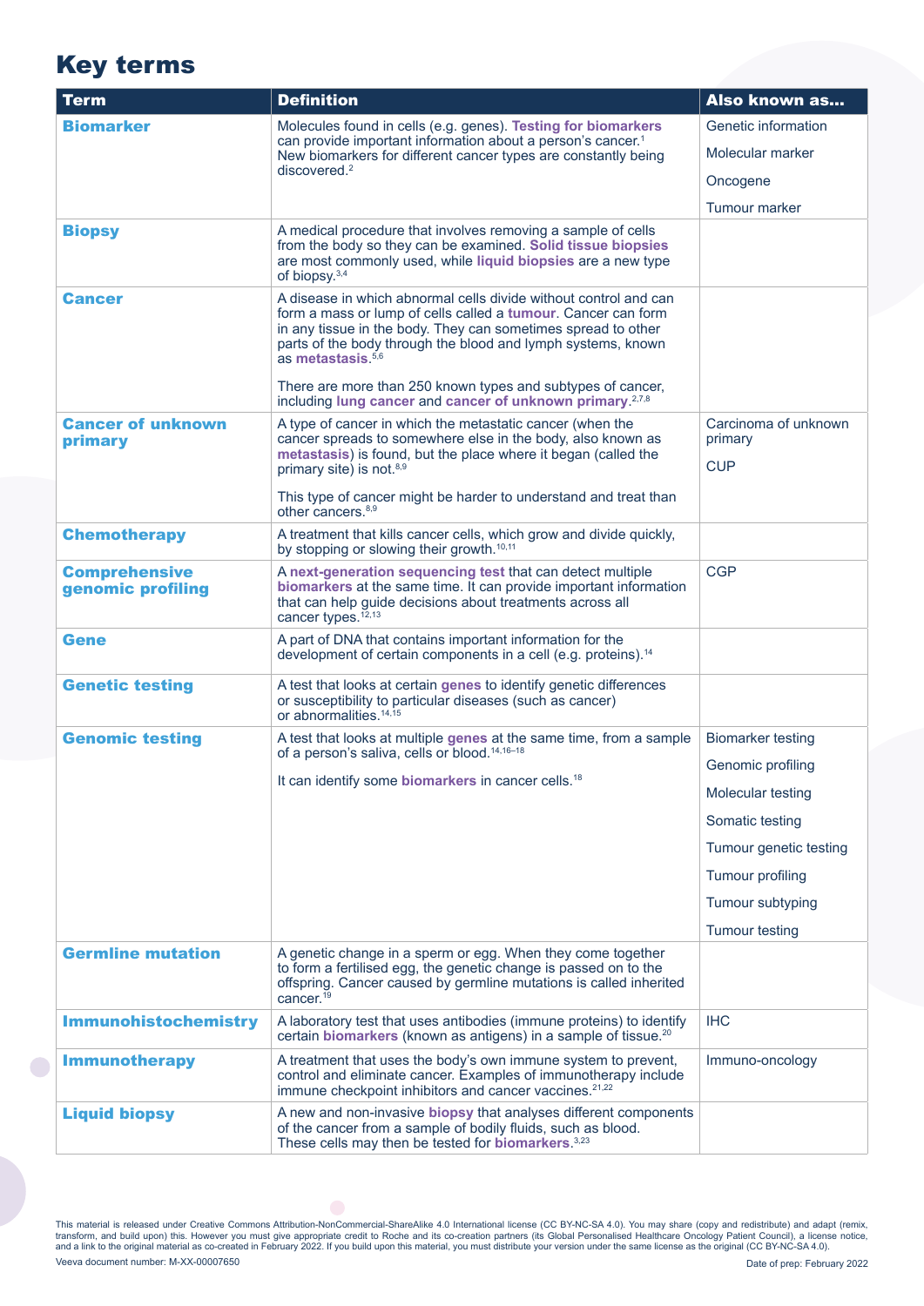## Key terms

| Term | Definition | Also known as... |
|---|---|---|
| **Biomarker** | Molecules found in cells (e.g. genes). **Testing for biomarkers** can provide important information about a person's cancer.[1] New biomarkers for different cancer types are constantly being discovered.[2] | Genetic information<br>Molecular marker<br>Oncogene<br>Tumour marker |
| **Biopsy** | A medical procedure that involves removing a sample of cells from the body so they can be examined. **Solid tissue biopsies** are most commonly used, while **liquid biopsies** are a new type of biopsy.[3,4] | |
| **Cancer** | A disease in which abnormal cells divide without control and can form a mass or lump of cells called a **tumour**. Cancer can form in any tissue in the body. They can sometimes spread to other parts of the body through the blood and lymph systems, known as **metastasis**.[5,6]<br><br>There are more than 250 known types and subtypes of cancer, including **lung cancer** and **cancer of unknown primary**.[2,7,8] | |
| **Cancer of unknown primary** | A type of cancer in which the metastatic cancer (when the cancer spreads to somewhere else in the body, also known as **metastasis**) is found, but the place where it began (called the primary site) is not.[8,9]<br><br>This type of cancer might be harder to understand and treat than other cancers.[8,9] | Carcinoma of unknown primary<br>CUP |
| **Chemotherapy** | A treatment that kills cancer cells, which grow and divide quickly, by stopping or slowing their growth.[10,11] | |
| **Comprehensive genomic profiling** | A **next-generation sequencing test** that can detect multiple **biomarkers** at the same time. It can provide important information that can help guide decisions about treatments across all cancer types.[12,13] | CGP |
| **Gene** | A part of DNA that contains important information for the development of certain components in a cell (e.g. proteins).[14] | |
| **Genetic testing** | A test that looks at certain **genes** to identify genetic differences or susceptibility to particular diseases (such as cancer) or abnormalities.[14,15] | |
| **Genomic testing** | A test that looks at multiple **genes** at the same time, from a sample of a person's saliva, cells or blood.[14,16–18]<br><br>It can identify some **biomarkers** in cancer cells.[18] | Biomarker testing<br>Genomic profiling<br>Molecular testing<br>Somatic testing<br>Tumour genetic testing<br>Tumour profiling<br>Tumour subtyping<br>Tumour testing |
| **Germline mutation** | A genetic change in a sperm or egg. When they come together to form a fertilised egg, the genetic change is passed on to the offspring. Cancer caused by germline mutations is called inherited cancer.[19] | |
| **Immunohistochemistry** | A laboratory test that uses antibodies (immune proteins) to identify certain **biomarkers** (known as antigens) in a sample of tissue.[20] | IHC |
| **Immunotherapy** | A treatment that uses the body's own immune system to prevent, control and eliminate cancer. Examples of immunotherapy include immune checkpoint inhibitors and cancer vaccines.[21,22] | Immuno-oncology |
| **Liquid biopsy** | A new and non-invasive **biopsy** that analyses different components of the cancer from a sample of bodily fluids, such as blood. These cells may then be tested for **biomarkers**.[3,23] | |

This material is released under Creative Commons Attribution-NonCommercial-ShareAlike 4.0 International license (CC BY-NC-SA 4.0). You may share (copy and redistribute) and adapt (remix, transform, and build upon) this. However you must give appropriate credit to Roche and its co-creation partners (its Global Personalised Healthcare Oncology Patient Council), a license notice, and a link to the original material as co-created in February 2022. If you build upon this material, you must distribute your version under the same license as the original (CC BY-NC-SA 4.0).

Veeva document number: M-XX-00007650

Date of prep: February 2022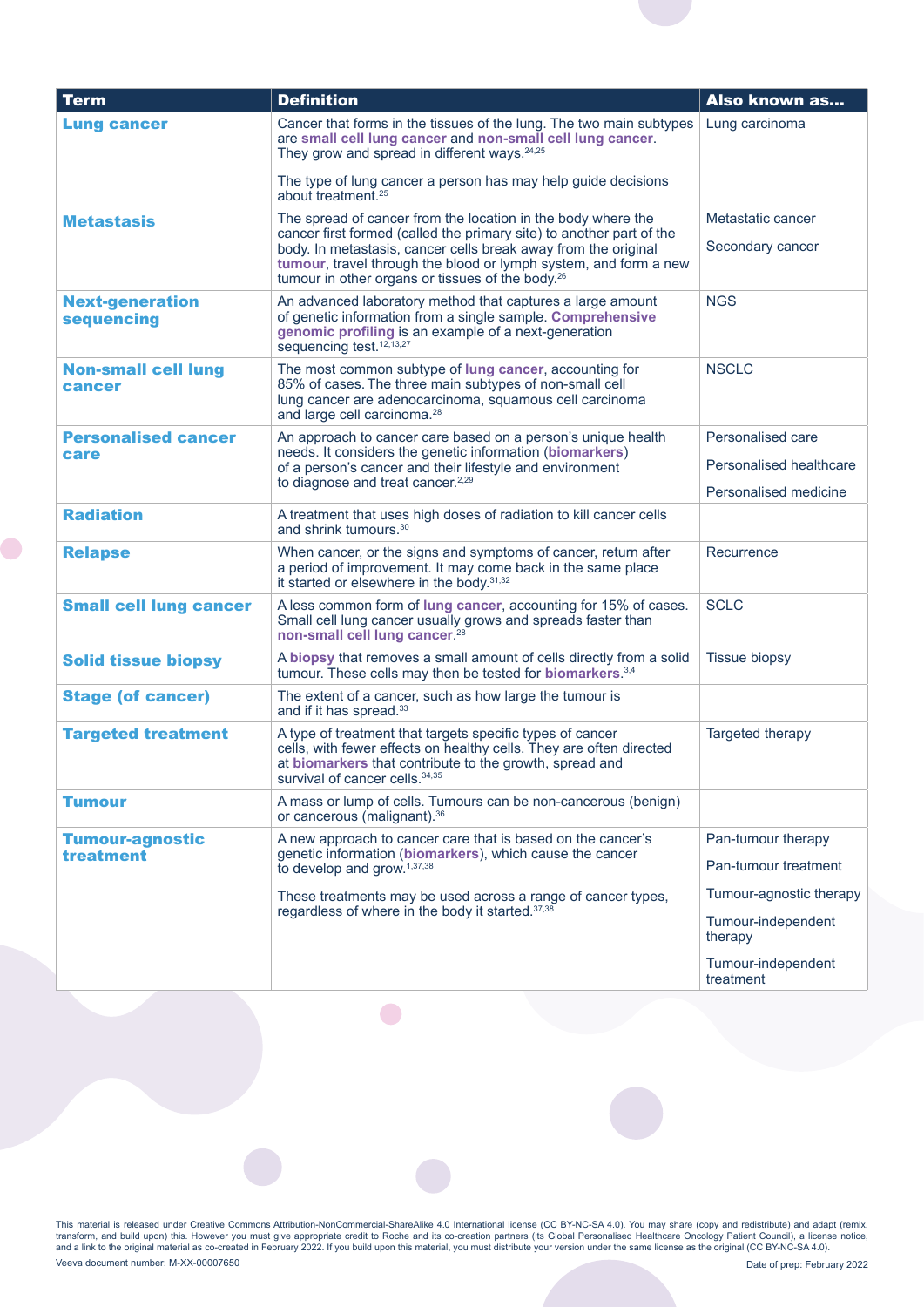| Term | Definition | Also known as... |
|---|---|---|
| **Lung cancer** | Cancer that forms in the tissues of the lung. The two main subtypes are **small cell lung cancer** and **non-small cell lung cancer**. They grow and spread in different ways.[24,25]<br><br>The type of lung cancer a person has may help guide decisions about treatment.[25] | Lung carcinoma |
| **Metastasis** | The spread of cancer from the location in the body where the cancer first formed (called the primary site) to another part of the body. In metastasis, cancer cells break away from the original **tumour**, travel through the blood or lymph system, and form a new tumour in other organs or tissues of the body.[26] | Metastatic cancer<br><br>Secondary cancer |
| **Next-generation sequencing** | An advanced laboratory method that captures a large amount of genetic information from a single sample. **Comprehensive genomic profiling** is an example of a next-generation sequencing test.[12,13,27] | NGS |
| **Non-small cell lung cancer** | The most common subtype of **lung cancer**, accounting for 85% of cases. The three main subtypes of non-small cell lung cancer are adenocarcinoma, squamous cell carcinoma and large cell carcinoma.[28] | NSCLC |
| **Personalised cancer care** | An approach to cancer care based on a person's unique health needs. It considers the genetic information (**biomarkers**) of a person's cancer and their lifestyle and environment to diagnose and treat cancer.[2,29] | Personalised care<br><br>Personalised healthcare<br><br>Personalised medicine |
| **Radiation** | A treatment that uses high doses of radiation to kill cancer cells and shrink tumours.[30] | |
| **Relapse** | When cancer, or the signs and symptoms of cancer, return after a period of improvement. It may come back in the same place it started or elsewhere in the body.[31,32] | Recurrence |
| **Small cell lung cancer** | A less common form of **lung cancer**, accounting for 15% of cases. Small cell lung cancer usually grows and spreads faster than **non-small cell lung cancer**.[28] | SCLC |
| **Solid tissue biopsy** | A **biopsy** that removes a small amount of cells directly from a solid tumour. These cells may then be tested for **biomarkers**.[3,4] | Tissue biopsy |
| **Stage (of cancer)** | The extent of a cancer, such as how large the tumour is and if it has spread.[33] | |
| **Targeted treatment** | A type of treatment that targets specific types of cancer cells, with fewer effects on healthy cells. They are often directed at **biomarkers** that contribute to the growth, spread and survival of cancer cells.[34,35] | Targeted therapy |
| **Tumour** | A mass or lump of cells. Tumours can be non-cancerous (benign) or cancerous (malignant).[36] | |
| **Tumour-agnostic treatment** | A new approach to cancer care that is based on the cancer's genetic information (**biomarkers**), which cause the cancer to develop and grow.[1,37,38]<br><br>These treatments may be used across a range of cancer types, regardless of where in the body it started.[37,38] | Pan-tumour therapy<br><br>Pan-tumour treatment<br><br>Tumour-agnostic therapy<br><br>Tumour-independent therapy<br><br>Tumour-independent treatment |

This material is released under Creative Commons Attribution-NonCommercial-ShareAlike 4.0 International license (CC BY-NC-SA 4.0). You may share (copy and redistribute) and adapt (remix, transform, and build upon) this. However you must give appropriate credit to Roche and its co-creation partners (its Global Personalised Healthcare Oncology Patient Council), a license notice, and a link to the original material as co-created in February 2022. If you build upon this material, you must distribute your version under the same license as the original (CC BY-NC-SA 4.0).

Veeva document number: M-XX-00007650

Date of prep: February 2022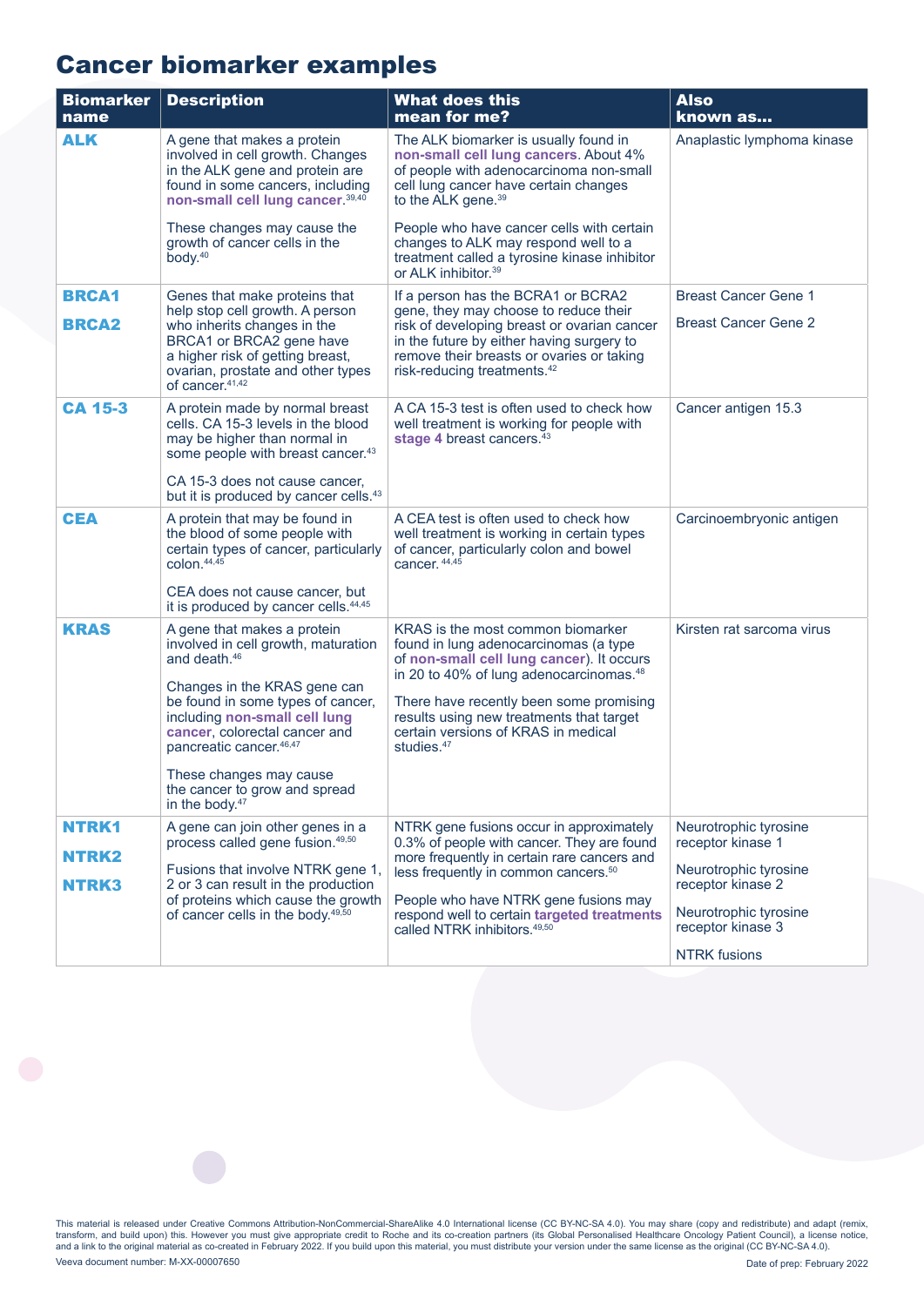# Cancer biomarker examples

| Biomarker name | Description | What does this mean for me? | Also known as... |
|---|---|---|---|
| **ALK** | A gene that makes a protein involved in cell growth. Changes in the ALK gene and protein are found in some cancers, including **non-small cell lung cancer**.[39,40]<br><br>These changes may cause the growth of cancer cells in the body.[40] | The ALK biomarker is usually found in **non-small cell lung cancers**. About 4% of people with adenocarcinoma non-small cell lung cancer have certain changes to the ALK gene.[39]<br><br>People who have cancer cells with certain changes to ALK may respond well to a treatment called a tyrosine kinase inhibitor or ALK inhibitor.[39] | Anaplastic lymphoma kinase |
| **BRCA1**<br><br>**BRCA2** | Genes that make proteins that help stop cell growth. A person who inherits changes in the BRCA1 or BRCA2 gene have a higher risk of getting breast, ovarian, prostate and other types of cancer.[41,42] | If a person has the BCRA1 or BCRA2 gene, they may choose to reduce their risk of developing breast or ovarian cancer in the future by either having surgery to remove their breasts or ovaries or taking risk-reducing treatments.[42] | Breast Cancer Gene 1<br><br>Breast Cancer Gene 2 |
| **CA 15-3** | A protein made by normal breast cells. CA 15-3 levels in the blood may be higher than normal in some people with breast cancer.[43]<br><br>CA 15-3 does not cause cancer, but it is produced by cancer cells.[43] | A CA 15-3 test is often used to check how well treatment is working for people with **stage 4** breast cancers.[43] | Cancer antigen 15.3 |
| **CEA** | A protein that may be found in the blood of some people with certain types of cancer, particularly colon.[44,45]<br><br>CEA does not cause cancer, but it is produced by cancer cells.[44,45] | A CEA test is often used to check how well treatment is working in certain types of cancer, particularly colon and bowel cancer.[44,45] | Carcinoembryonic antigen |
| **KRAS** | A gene that makes a protein involved in cell growth, maturation and death.[46]<br><br>Changes in the KRAS gene can be found in some types of cancer, including **non-small cell lung cancer**, colorectal cancer and pancreatic cancer.[46,47]<br><br>These changes may cause the cancer to grow and spread in the body.[47] | KRAS is the most common biomarker found in lung adenocarcinomas (a type of **non-small cell lung cancer**). It occurs in 20 to 40% of lung adenocarcinomas.[48]<br><br>There have recently been some promising results using new treatments that target certain versions of KRAS in medical studies.[47] | Kirsten rat sarcoma virus |
| **NTRK1**<br><br>**NTRK2**<br><br>**NTRK3** | A gene can join other genes in a process called gene fusion.[49,50]<br><br>Fusions that involve NTRK gene 1, 2 or 3 can result in the production of proteins which cause the growth of cancer cells in the body.[49,50] | NTRK gene fusions occur in approximately 0.3% of people with cancer. They are found more frequently in certain rare cancers and less frequently in common cancers.[50]<br><br>People who have NTRK gene fusions may respond well to certain **targeted treatments** called NTRK inhibitors.[49,50] | Neurotrophic tyrosine receptor kinase 1<br><br>Neurotrophic tyrosine receptor kinase 2<br><br>Neurotrophic tyrosine receptor kinase 3<br><br>NTRK fusions |

This material is released under Creative Commons Attribution-NonCommercial-ShareAlike 4.0 International license (CC BY-NC-SA 4.0). You may share (copy and redistribute) and adapt (remix, transform, and build upon) this. However you must give appropriate credit to Roche and its co-creation partners (its Global Personalised Healthcare Oncology Patient Council), a license notice, and a link to the original material as co-created in February 2022. If you build upon this material, you must distribute your version under the same license as the original (CC BY-NC-SA 4.0).

Veeva document number: M-XX-00007650

Date of prep: February 2022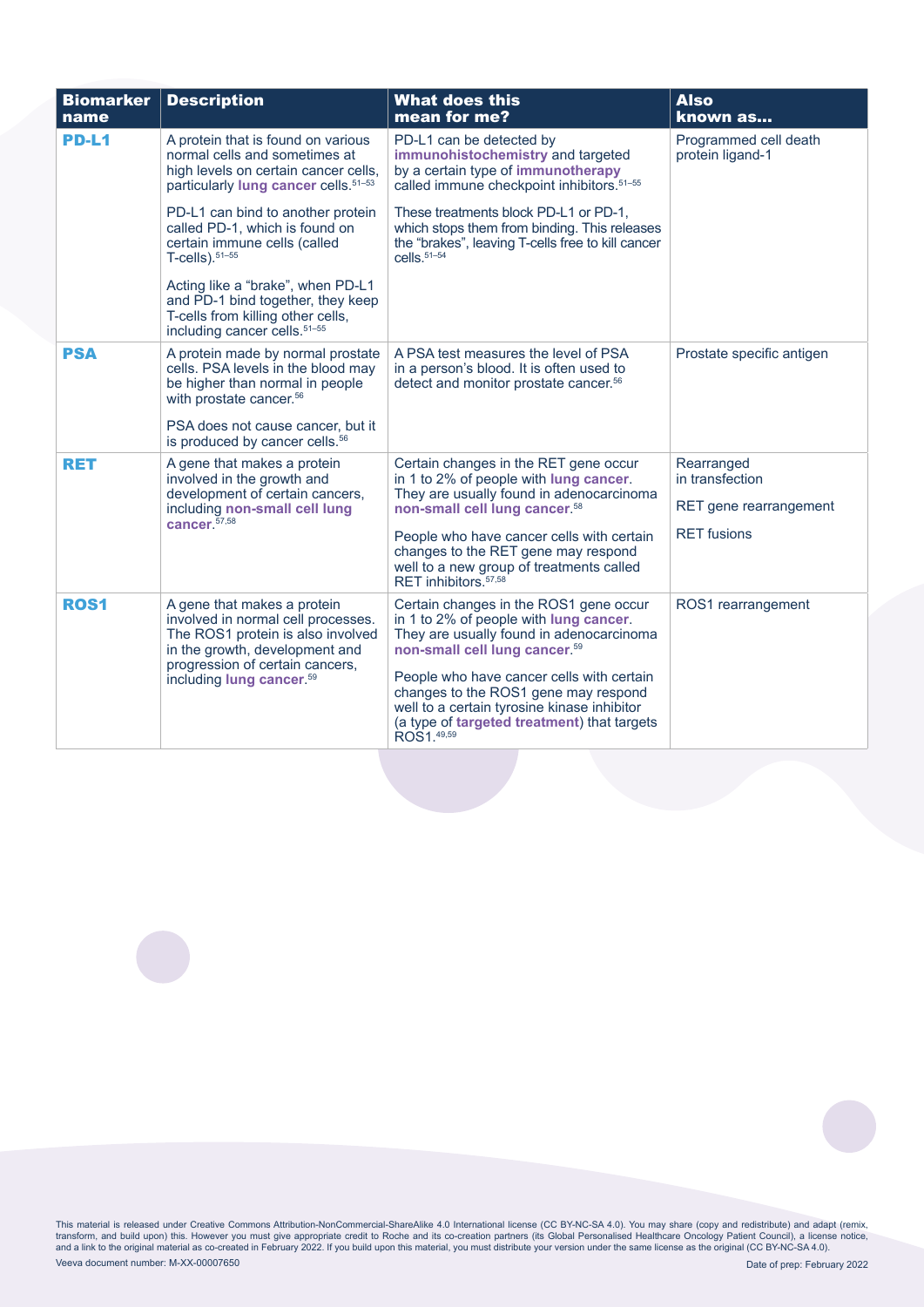| Biomarker name | Description | What does this mean for me? | Also known as... |
|---|---|---|---|
| **PD-L1** | A protein that is found on various normal cells and sometimes at high levels on certain cancer cells, particularly **lung cancer** cells.[51–53]<br><br>PD-L1 can bind to another protein called PD-1, which is found on certain immune cells (called T-cells).[51–55]<br><br>Acting like a "brake", when PD-L1 and PD-1 bind together, they keep T-cells from killing other cells, including cancer cells.[51–55] | PD-L1 can be detected by **immunohistochemistry** and targeted by a certain type of **immunotherapy** called immune checkpoint inhibitors.[51–55]<br><br>These treatments block PD-L1 or PD-1, which stops them from binding. This releases the "brakes", leaving T-cells free to kill cancer cells.[51–54] | Programmed cell death protein ligand-1 |
| **PSA** | A protein made by normal prostate cells. PSA levels in the blood may be higher than normal in people with prostate cancer.[56]<br><br>PSA does not cause cancer, but it is produced by cancer cells.[56] | A PSA test measures the level of PSA in a person's blood. It is often used to detect and monitor prostate cancer.[56] | Prostate specific antigen |
| **RET** | A gene that makes a protein involved in the growth and development of certain cancers, including **non-small cell lung cancer**.[57,58] | Certain changes in the RET gene occur in 1 to 2% of people with **lung cancer**. They are usually found in adenocarcinoma **non-small cell lung cancer**.[58]<br><br>People who have cancer cells with certain changes to the RET gene may respond well to a new group of treatments called RET inhibitors.[57,58] | Rearranged in transfection<br><br>RET gene rearrangement<br><br>RET fusions |
| **ROS1** | A gene that makes a protein involved in normal cell processes. The ROS1 protein is also involved in the growth, development and progression of certain cancers, including **lung cancer**.[59] | Certain changes in the ROS1 gene occur in 1 to 2% of people with **lung cancer**. They are usually found in adenocarcinoma **non-small cell lung cancer**.[59]<br><br>People who have cancer cells with certain changes to the ROS1 gene may respond well to a certain tyrosine kinase inhibitor (a type of **targeted treatment**) that targets ROS1.[49,59] | ROS1 rearrangement |

This material is released under Creative Commons Attribution-NonCommercial-ShareAlike 4.0 International license (CC BY-NC-SA 4.0). You may share (copy and redistribute) and adapt (remix, transform, and build upon) this. However you must give appropriate credit to Roche and its co-creation partners (its Global Personalised Healthcare Oncology Patient Council), a license notice, and a link to the original material as co-created in February 2022. If you build upon this material, you must distribute your version under the same license as the original (CC BY-NC-SA 4.0).

Veeva document number: M-XX-00007650

Date of prep: February 2022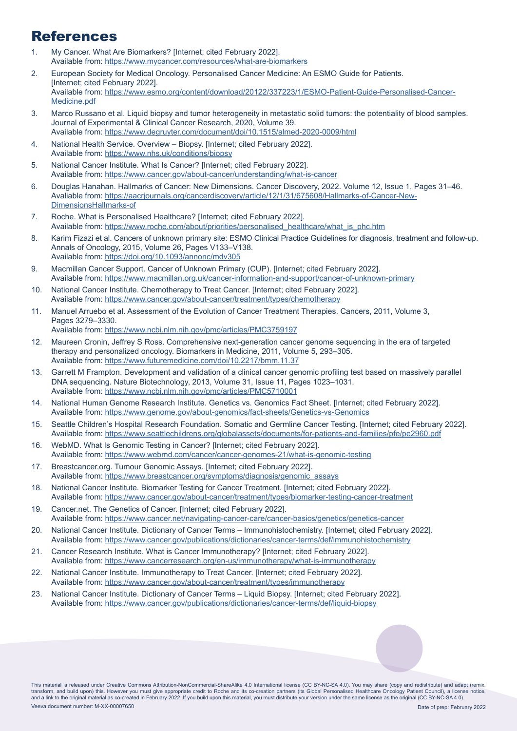# References

1. My Cancer. What Are Biomarkers? [Internet; cited February 2022]. Available from: https://www.mycancer.com/resources/what-are-biomarkers
2. European Society for Medical Oncology. Personalised Cancer Medicine: An ESMO Guide for Patients. [Internet; cited February 2022]. Available from: https://www.esmo.org/content/download/20122/337223/1/ESMO-Patient-Guide-Personalised-Cancer-Medicine.pdf
3. Marco Russano et al. Liquid biopsy and tumor heterogeneity in metastatic solid tumors: the potentiality of blood samples. Journal of Experimental & Clinical Cancer Research, 2020, Volume 39. Available from: https://www.degruyter.com/document/doi/10.1515/almed-2020-0009/html
4. National Health Service. Overview – Biopsy. [Internet; cited February 2022]. Available from: https://www.nhs.uk/conditions/biopsy
5. National Cancer Institute. What Is Cancer? [Internet; cited February 2022]. Available from: https://www.cancer.gov/about-cancer/understanding/what-is-cancer
6. Douglas Hanahan. Hallmarks of Cancer: New Dimensions. Cancer Discovery, 2022. Volume 12, Issue 1, Pages 31–46. Available from: https://aacrjournals.org/cancerdiscovery/article/12/1/31/675608/Hallmarks-of-Cancer-New-DimensionsHallmarks-of
7. Roche. What is Personalised Healthcare? [Internet; cited February 2022]. Available from: https://www.roche.com/about/priorities/personalised_healthcare/what_is_phc.htm
8. Karim Fizazi et al. Cancers of unknown primary site: ESMO Clinical Practice Guidelines for diagnosis, treatment and follow-up. Annals of Oncology, 2015, Volume 26, Pages V133–V138. Available from: https://doi.org/10.1093/annonc/mdv305
9. Macmillan Cancer Support. Cancer of Unknown Primary (CUP). [Internet; cited February 2022]. Available from: https://www.macmillan.org.uk/cancer-information-and-support/cancer-of-unknown-primary
10. National Cancer Institute. Chemotherapy to Treat Cancer. [Internet; cited February 2022]. Available from: https://www.cancer.gov/about-cancer/treatment/types/chemotherapy
11. Manuel Arruebo et al. Assessment of the Evolution of Cancer Treatment Therapies. Cancers, 2011, Volume 3, Pages 3279–3330. Available from: https://www.ncbi.nlm.nih.gov/pmc/articles/PMC3759197
12. Maureen Cronin, Jeffrey S Ross. Comprehensive next-generation cancer genome sequencing in the era of targeted therapy and personalized oncology. Biomarkers in Medicine, 2011, Volume 5, 293–305. Available from: https://www.futuremedicine.com/doi/10.2217/bmm.11.37
13. Garrett M Frampton. Development and validation of a clinical cancer genomic profiling test based on massively parallel DNA sequencing. Nature Biotechnology, 2013, Volume 31, Issue 11, Pages 1023–1031. Available from: https://www.ncbi.nlm.nih.gov/pmc/articles/PMC5710001
14. National Human Genome Research Institute. Genetics vs. Genomics Fact Sheet. [Internet; cited February 2022]. Available from: https://www.genome.gov/about-genomics/fact-sheets/Genetics-vs-Genomics
15. Seattle Children's Hospital Research Foundation. Somatic and Germline Cancer Testing. [Internet; cited February 2022]. Available from: https://www.seattlechildrens.org/globalassets/documents/for-patients-and-families/pfe/pe2960.pdf
16. WebMD. What Is Genomic Testing in Cancer? [Internet; cited February 2022]. Available from: https://www.webmd.com/cancer/cancer-genomes-21/what-is-genomic-testing
17. Breastcancer.org. Tumour Genomic Assays. [Internet; cited February 2022]. Available from: https://www.breastcancer.org/symptoms/diagnosis/genomic_assays
18. National Cancer Institute. Biomarker Testing for Cancer Treatment. [Internet; cited February 2022]. Available from: https://www.cancer.gov/about-cancer/treatment/types/biomarker-testing-cancer-treatment
19. Cancer.net. The Genetics of Cancer. [Internet; cited February 2022]. Available from: https://www.cancer.net/navigating-cancer-care/cancer-basics/genetics/genetics-cancer
20. National Cancer Institute. Dictionary of Cancer Terms – Immunohistochemistry. [Internet; cited February 2022]. Available from: https://www.cancer.gov/publications/dictionaries/cancer-terms/def/immunohistochemistry
21. Cancer Research Institute. What is Cancer Immunotherapy? [Internet; cited February 2022]. Available from: https://www.cancerresearch.org/en-us/immunotherapy/what-is-immunotherapy
22. National Cancer Institute. Immunotherapy to Treat Cancer. [Internet; cited February 2022]. Available from: https://www.cancer.gov/about-cancer/treatment/types/immunotherapy
23. National Cancer Institute. Dictionary of Cancer Terms – Liquid Biopsy. [Internet; cited February 2022]. Available from: https://www.cancer.gov/publications/dictionaries/cancer-terms/def/liquid-biopsy

This material is released under Creative Commons Attribution-NonCommercial-ShareAlike 4.0 International license (CC BY-NC-SA 4.0). You may share (copy and redistribute) and adapt (remix, transform, and build upon) this. However you must give appropriate credit to Roche and its co-creation partners (its Global Personalised Healthcare Oncology Patient Council), a license notice, and a link to the original material as co-created in February 2022. If you build upon this material, you must distribute your version under the same license as the original (CC BY-NC-SA 4.0).

Veeva document number: M-XX-00007650

Date of prep: February 2022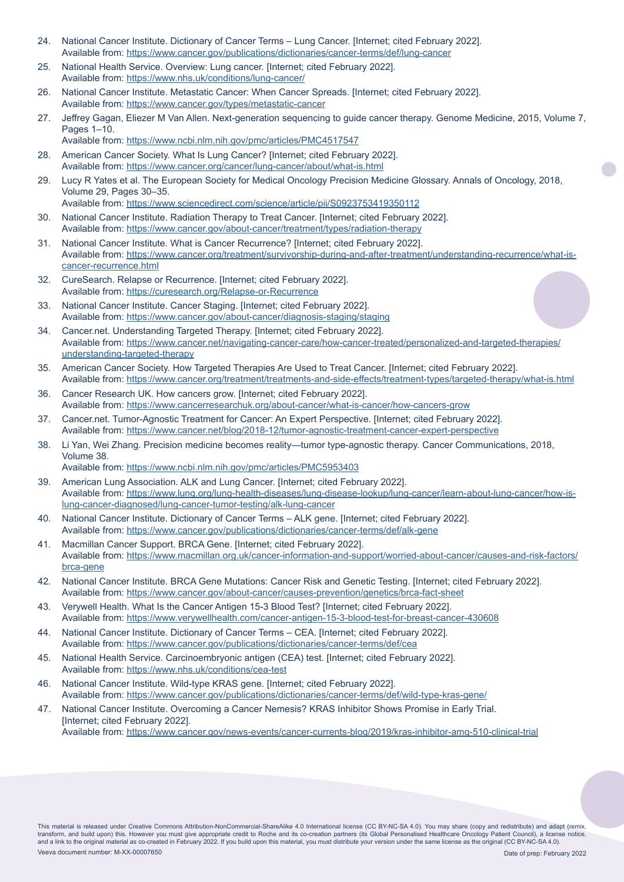24. National Cancer Institute. Dictionary of Cancer Terms – Lung Cancer. [Internet; cited February 2022]. Available from: https://www.cancer.gov/publications/dictionaries/cancer-terms/def/lung-cancer
25. National Health Service. Overview: Lung cancer. [Internet; cited February 2022]. Available from: https://www.nhs.uk/conditions/lung-cancer/
26. National Cancer Institute. Metastatic Cancer: When Cancer Spreads. [Internet; cited February 2022]. Available from: https://www.cancer.gov/types/metastatic-cancer
27. Jeffrey Gagan, Eliezer M Van Allen. Next-generation sequencing to guide cancer therapy. Genome Medicine, 2015, Volume 7, Pages 1–10. Available from: https://www.ncbi.nlm.nih.gov/pmc/articles/PMC4517547
28. American Cancer Society. What Is Lung Cancer? [Internet; cited February 2022]. Available from: https://www.cancer.org/cancer/lung-cancer/about/what-is.html
29. Lucy R Yates et al. The European Society for Medical Oncology Precision Medicine Glossary. Annals of Oncology, 2018, Volume 29, Pages 30–35. Available from: https://www.sciencedirect.com/science/article/pii/S0923753419350112
30. National Cancer Institute. Radiation Therapy to Treat Cancer. [Internet; cited February 2022]. Available from: https://www.cancer.gov/about-cancer/treatment/types/radiation-therapy
31. National Cancer Institute. What is Cancer Recurrence? [Internet; cited February 2022]. Available from: https://www.cancer.org/treatment/survivorship-during-and-after-treatment/understanding-recurrence/what-is-cancer-recurrence.html
32. CureSearch. Relapse or Recurrence. [Internet; cited February 2022]. Available from: https://curesearch.org/Relapse-or-Recurrence
33. National Cancer Institute. Cancer Staging. [Internet; cited February 2022]. Available from: https://www.cancer.gov/about-cancer/diagnosis-staging/staging
34. Cancer.net. Understanding Targeted Therapy. [Internet; cited February 2022]. Available from: https://www.cancer.net/navigating-cancer-care/how-cancer-treated/personalized-and-targeted-therapies/understanding-targeted-therapy
35. American Cancer Society. How Targeted Therapies Are Used to Treat Cancer. [Internet; cited February 2022]. Available from: https://www.cancer.org/treatment/treatments-and-side-effects/treatment-types/targeted-therapy/what-is.html
36. Cancer Research UK. How cancers grow. [Internet; cited February 2022]. Available from: https://www.cancerresearchuk.org/about-cancer/what-is-cancer/how-cancers-grow
37. Cancer.net. Tumor-Agnostic Treatment for Cancer: An Expert Perspective. [Internet; cited February 2022]. Available from: https://www.cancer.net/blog/2018-12/tumor-agnostic-treatment-cancer-expert-perspective
38. Li Yan, Wei Zhang. Precision medicine becomes reality—tumor type-agnostic therapy. Cancer Communications, 2018, Volume 38. Available from: https://www.ncbi.nlm.nih.gov/pmc/articles/PMC5953403
39. American Lung Association. ALK and Lung Cancer. [Internet; cited February 2022]. Available from: https://www.lung.org/lung-health-diseases/lung-disease-lookup/lung-cancer/learn-about-lung-cancer/how-is-lung-cancer-diagnosed/lung-cancer-tumor-testing/alk-lung-cancer
40. National Cancer Institute. Dictionary of Cancer Terms – ALK gene. [Internet; cited February 2022]. Available from: https://www.cancer.gov/publications/dictionaries/cancer-terms/def/alk-gene
41. Macmillan Cancer Support. BRCA Gene. [Internet; cited February 2022]. Available from: https://www.macmillan.org.uk/cancer-information-and-support/worried-about-cancer/causes-and-risk-factors/brca-gene
42. National Cancer Institute. BRCA Gene Mutations: Cancer Risk and Genetic Testing. [Internet; cited February 2022]. Available from: https://www.cancer.gov/about-cancer/causes-prevention/genetics/brca-fact-sheet
43. Verywell Health. What Is the Cancer Antigen 15-3 Blood Test? [Internet; cited February 2022]. Available from: https://www.verywellhealth.com/cancer-antigen-15-3-blood-test-for-breast-cancer-430608
44. National Cancer Institute. Dictionary of Cancer Terms – CEA. [Internet; cited February 2022]. Available from: https://www.cancer.gov/publications/dictionaries/cancer-terms/def/cea
45. National Health Service. Carcinoembryonic antigen (CEA) test. [Internet; cited February 2022]. Available from: https://www.nhs.uk/conditions/cea-test
46. National Cancer Institute. Wild-type KRAS gene. [Internet; cited February 2022]. Available from: https://www.cancer.gov/publications/dictionaries/cancer-terms/def/wild-type-kras-gene/
47. National Cancer Institute. Overcoming a Cancer Nemesis? KRAS Inhibitor Shows Promise in Early Trial. [Internet; cited February 2022]. Available from: https://www.cancer.gov/news-events/cancer-currents-blog/2019/kras-inhibitor-amg-510-clinical-trial

This material is released under Creative Commons Attribution-NonCommercial-ShareAlike 4.0 International license (CC BY-NC-SA 4.0). You may share (copy and redistribute) and adapt (remix, transform, and build upon) this. However you must give appropriate credit to Roche and its co-creation partners (its Global Personalised Healthcare Oncology Patient Council), a license notice, and a link to the original material as co-created in February 2022. If you build upon this material, you must distribute your version under the same license as the original (CC BY-NC-SA 4.0).

Veeva document number: M-XX-00007650

Date of prep: February 2022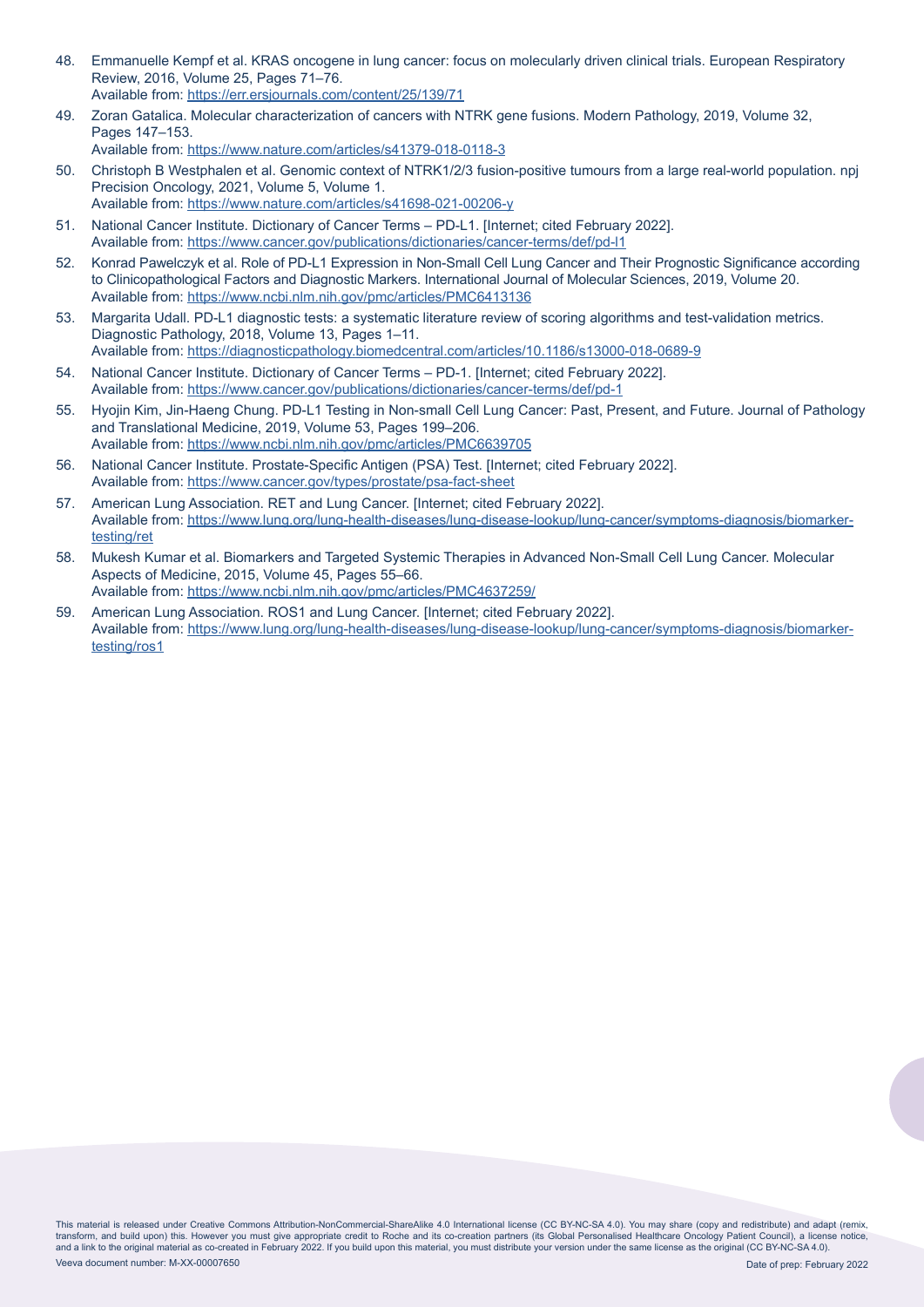48. Emmanuelle Kempf et al. KRAS oncogene in lung cancer: focus on molecularly driven clinical trials. European Respiratory Review, 2016, Volume 25, Pages 71–76.
Available from: https://err.ersjournals.com/content/25/139/71

49. Zoran Gatalica. Molecular characterization of cancers with NTRK gene fusions. Modern Pathology, 2019, Volume 32, Pages 147–153.
Available from: https://www.nature.com/articles/s41379-018-0118-3

50. Christoph B Westphalen et al. Genomic context of NTRK1/2/3 fusion-positive tumours from a large real-world population. npj Precision Oncology, 2021, Volume 5, Volume 1.
Available from: https://www.nature.com/articles/s41698-021-00206-y

51. National Cancer Institute. Dictionary of Cancer Terms – PD-L1. [Internet; cited February 2022].
Available from: https://www.cancer.gov/publications/dictionaries/cancer-terms/def/pd-l1

52. Konrad Pawelczyk et al. Role of PD-L1 Expression in Non-Small Cell Lung Cancer and Their Prognostic Significance according to Clinicopathological Factors and Diagnostic Markers. International Journal of Molecular Sciences, 2019, Volume 20.
Available from: https://www.ncbi.nlm.nih.gov/pmc/articles/PMC6413136

53. Margarita Udall. PD-L1 diagnostic tests: a systematic literature review of scoring algorithms and test-validation metrics. Diagnostic Pathology, 2018, Volume 13, Pages 1–11.
Available from: https://diagnosticpathology.biomedcentral.com/articles/10.1186/s13000-018-0689-9

54. National Cancer Institute. Dictionary of Cancer Terms – PD-1. [Internet; cited February 2022].
Available from: https://www.cancer.gov/publications/dictionaries/cancer-terms/def/pd-1

55. Hyojin Kim, Jin-Haeng Chung. PD-L1 Testing in Non-small Cell Lung Cancer: Past, Present, and Future. Journal of Pathology and Translational Medicine, 2019, Volume 53, Pages 199–206.
Available from: https://www.ncbi.nlm.nih.gov/pmc/articles/PMC6639705

56. National Cancer Institute. Prostate-Specific Antigen (PSA) Test. [Internet; cited February 2022].
Available from: https://www.cancer.gov/types/prostate/psa-fact-sheet

57. American Lung Association. RET and Lung Cancer. [Internet; cited February 2022].
Available from: https://www.lung.org/lung-health-diseases/lung-disease-lookup/lung-cancer/symptoms-diagnosis/biomarker-testing/ret

58. Mukesh Kumar et al. Biomarkers and Targeted Systemic Therapies in Advanced Non-Small Cell Lung Cancer. Molecular Aspects of Medicine, 2015, Volume 45, Pages 55–66.
Available from: https://www.ncbi.nlm.nih.gov/pmc/articles/PMC4637259/

59. American Lung Association. ROS1 and Lung Cancer. [Internet; cited February 2022].
Available from: https://www.lung.org/lung-health-diseases/lung-disease-lookup/lung-cancer/symptoms-diagnosis/biomarker-testing/ros1

This material is released under Creative Commons Attribution-NonCommercial-ShareAlike 4.0 International license (CC BY-NC-SA 4.0). You may share (copy and redistribute) and adapt (remix, transform, and build upon) this. However you must give appropriate credit to Roche and its co-creation partners (its Global Personalised Healthcare Oncology Patient Council), a license notice, and a link to the original material as co-created in February 2022. If you build upon this material, you must distribute your version under the same license as the original (CC BY-NC-SA 4.0).

Veeva document number: M-XX-00007650

Date of prep: February 2022